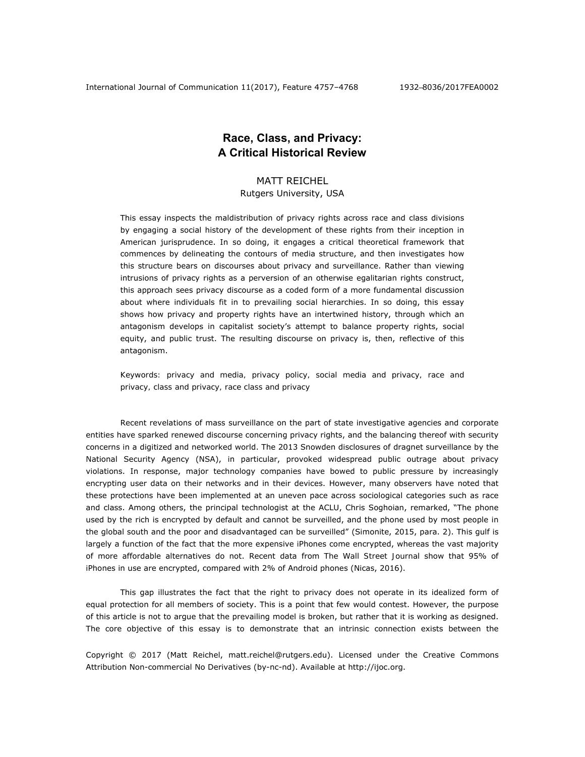# Race, Class, and Privacy: A Critical Historical Review

MATT REICHEL
Rutgers University, USA

This essay inspects the maldistribution of privacy rights across race and class divisions by engaging a social history of the development of these rights from their inception in American jurisprudence. In so doing, it engages a critical theoretical framework that commences by delineating the contours of media structure, and then investigates how this structure bears on discourses about privacy and surveillance. Rather than viewing intrusions of privacy rights as a perversion of an otherwise egalitarian rights construct, this approach sees privacy discourse as a coded form of a more fundamental discussion about where individuals fit in to prevailing social hierarchies. In so doing, this essay shows how privacy and property rights have an intertwined history, through which an antagonism develops in capitalist society's attempt to balance property rights, social equity, and public trust. The resulting discourse on privacy is, then, reflective of this antagonism.

Keywords: privacy and media, privacy policy, social media and privacy, race and privacy, class and privacy, race class and privacy

Recent revelations of mass surveillance on the part of state investigative agencies and corporate entities have sparked renewed discourse concerning privacy rights, and the balancing thereof with security concerns in a digitized and networked world. The 2013 Snowden disclosures of dragnet surveillance by the National Security Agency (NSA), in particular, provoked widespread public outrage about privacy violations. In response, major technology companies have bowed to public pressure by increasingly encrypting user data on their networks and in their devices. However, many observers have noted that these protections have been implemented at an uneven pace across sociological categories such as race and class. Among others, the principal technologist at the ACLU, Chris Soghoian, remarked, "The phone used by the rich is encrypted by default and cannot be surveilled, and the phone used by most people in the global south and the poor and disadvantaged can be surveilled" (Simonite, 2015, para. 2). This gulf is largely a function of the fact that the more expensive iPhones come encrypted, whereas the vast majority of more affordable alternatives do not. Recent data from The Wall Street Journal show that 95% of iPhones in use are encrypted, compared with 2% of Android phones (Nicas, 2016).

This gap illustrates the fact that the right to privacy does not operate in its idealized form of equal protection for all members of society. This is a point that few would contest. However, the purpose of this article is not to argue that the prevailing model is broken, but rather that it is working as designed. The core objective of this essay is to demonstrate that an intrinsic connection exists between the

Copyright © 2017 (Matt Reichel, matt.reichel@rutgers.edu). Licensed under the Creative Commons Attribution Non-commercial No Derivatives (by-nc-nd). Available at http://ijoc.org.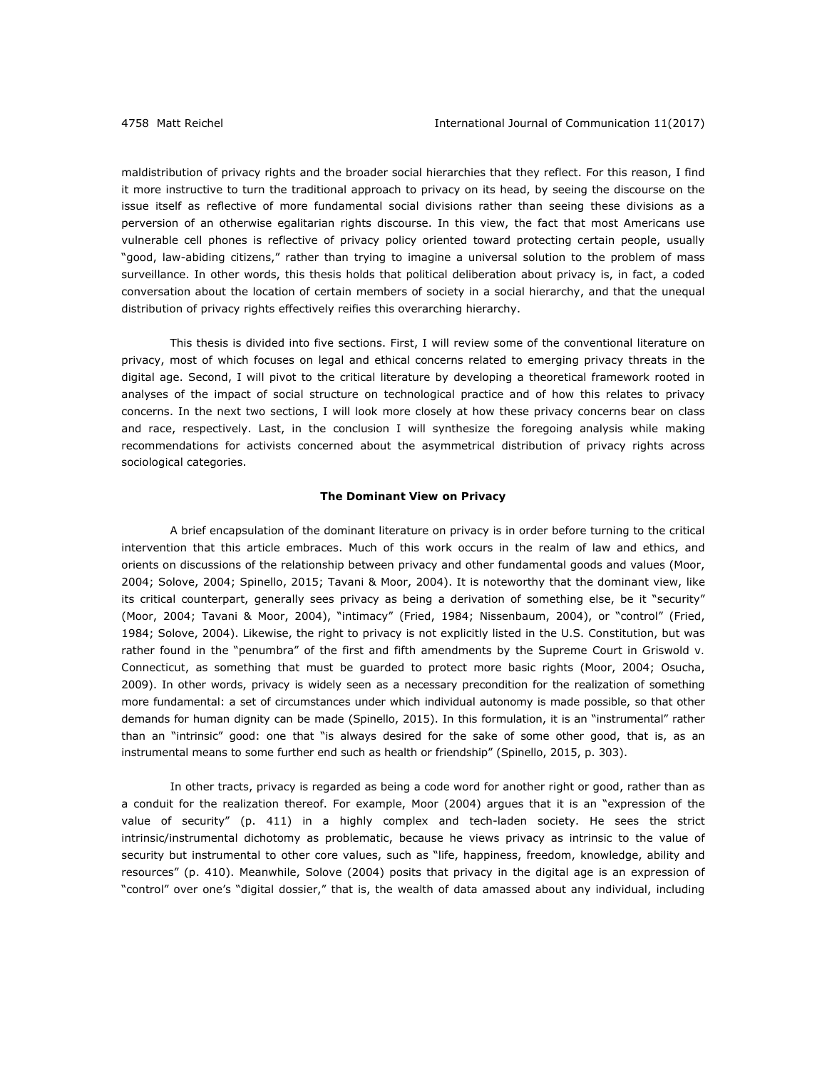maldistribution of privacy rights and the broader social hierarchies that they reflect. For this reason, I find it more instructive to turn the traditional approach to privacy on its head, by seeing the discourse on the issue itself as reflective of more fundamental social divisions rather than seeing these divisions as a perversion of an otherwise egalitarian rights discourse. In this view, the fact that most Americans use vulnerable cell phones is reflective of privacy policy oriented toward protecting certain people, usually "good, law-abiding citizens," rather than trying to imagine a universal solution to the problem of mass surveillance. In other words, this thesis holds that political deliberation about privacy is, in fact, a coded conversation about the location of certain members of society in a social hierarchy, and that the unequal distribution of privacy rights effectively reifies this overarching hierarchy.

This thesis is divided into five sections. First, I will review some of the conventional literature on privacy, most of which focuses on legal and ethical concerns related to emerging privacy threats in the digital age. Second, I will pivot to the critical literature by developing a theoretical framework rooted in analyses of the impact of social structure on technological practice and of how this relates to privacy concerns. In the next two sections, I will look more closely at how these privacy concerns bear on class and race, respectively. Last, in the conclusion I will synthesize the foregoing analysis while making recommendations for activists concerned about the asymmetrical distribution of privacy rights across sociological categories.

## The Dominant View on Privacy

A brief encapsulation of the dominant literature on privacy is in order before turning to the critical intervention that this article embraces. Much of this work occurs in the realm of law and ethics, and orients on discussions of the relationship between privacy and other fundamental goods and values (Moor, 2004; Solove, 2004; Spinello, 2015; Tavani & Moor, 2004). It is noteworthy that the dominant view, like its critical counterpart, generally sees privacy as being a derivation of something else, be it "security" (Moor, 2004; Tavani & Moor, 2004), "intimacy" (Fried, 1984; Nissenbaum, 2004), or "control" (Fried, 1984; Solove, 2004). Likewise, the right to privacy is not explicitly listed in the U.S. Constitution, but was rather found in the "penumbra" of the first and fifth amendments by the Supreme Court in Griswold v. Connecticut, as something that must be guarded to protect more basic rights (Moor, 2004; Osucha, 2009). In other words, privacy is widely seen as a necessary precondition for the realization of something more fundamental: a set of circumstances under which individual autonomy is made possible, so that other demands for human dignity can be made (Spinello, 2015). In this formulation, it is an "instrumental" rather than an "intrinsic" good: one that "is always desired for the sake of some other good, that is, as an instrumental means to some further end such as health or friendship" (Spinello, 2015, p. 303).

In other tracts, privacy is regarded as being a code word for another right or good, rather than as a conduit for the realization thereof. For example, Moor (2004) argues that it is an "expression of the value of security" (p. 411) in a highly complex and tech-laden society. He sees the strict intrinsic/instrumental dichotomy as problematic, because he views privacy as intrinsic to the value of security but instrumental to other core values, such as "life, happiness, freedom, knowledge, ability and resources" (p. 410). Meanwhile, Solove (2004) posits that privacy in the digital age is an expression of "control" over one's "digital dossier," that is, the wealth of data amassed about any individual, including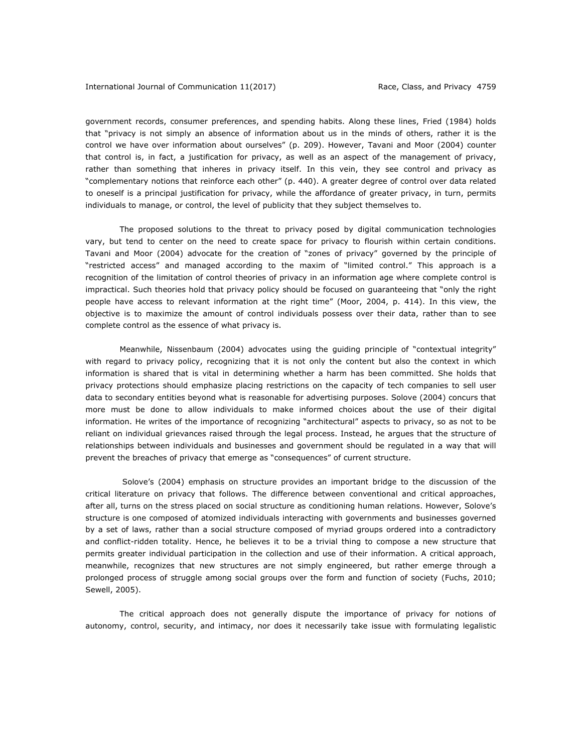government records, consumer preferences, and spending habits. Along these lines, Fried (1984) holds that "privacy is not simply an absence of information about us in the minds of others, rather it is the control we have over information about ourselves" (p. 209). However, Tavani and Moor (2004) counter that control is, in fact, a justification for privacy, as well as an aspect of the management of privacy, rather than something that inheres in privacy itself. In this vein, they see control and privacy as "complementary notions that reinforce each other" (p. 440). A greater degree of control over data related to oneself is a principal justification for privacy, while the affordance of greater privacy, in turn, permits individuals to manage, or control, the level of publicity that they subject themselves to.

The proposed solutions to the threat to privacy posed by digital communication technologies vary, but tend to center on the need to create space for privacy to flourish within certain conditions. Tavani and Moor (2004) advocate for the creation of "zones of privacy" governed by the principle of "restricted access" and managed according to the maxim of "limited control." This approach is a recognition of the limitation of control theories of privacy in an information age where complete control is impractical. Such theories hold that privacy policy should be focused on guaranteeing that "only the right people have access to relevant information at the right time" (Moor, 2004, p. 414). In this view, the objective is to maximize the amount of control individuals possess over their data, rather than to see complete control as the essence of what privacy is.

Meanwhile, Nissenbaum (2004) advocates using the guiding principle of "contextual integrity" with regard to privacy policy, recognizing that it is not only the content but also the context in which information is shared that is vital in determining whether a harm has been committed. She holds that privacy protections should emphasize placing restrictions on the capacity of tech companies to sell user data to secondary entities beyond what is reasonable for advertising purposes. Solove (2004) concurs that more must be done to allow individuals to make informed choices about the use of their digital information. He writes of the importance of recognizing "architectural" aspects to privacy, so as not to be reliant on individual grievances raised through the legal process. Instead, he argues that the structure of relationships between individuals and businesses and government should be regulated in a way that will prevent the breaches of privacy that emerge as "consequences" of current structure.

Solove's (2004) emphasis on structure provides an important bridge to the discussion of the critical literature on privacy that follows. The difference between conventional and critical approaches, after all, turns on the stress placed on social structure as conditioning human relations. However, Solove's structure is one composed of atomized individuals interacting with governments and businesses governed by a set of laws, rather than a social structure composed of myriad groups ordered into a contradictory and conflict-ridden totality. Hence, he believes it to be a trivial thing to compose a new structure that permits greater individual participation in the collection and use of their information. A critical approach, meanwhile, recognizes that new structures are not simply engineered, but rather emerge through a prolonged process of struggle among social groups over the form and function of society (Fuchs, 2010; Sewell, 2005).

The critical approach does not generally dispute the importance of privacy for notions of autonomy, control, security, and intimacy, nor does it necessarily take issue with formulating legalistic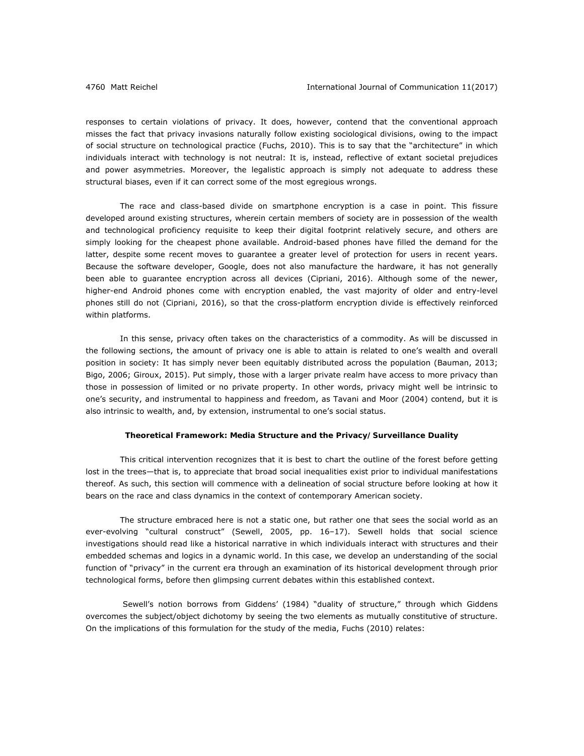responses to certain violations of privacy. It does, however, contend that the conventional approach misses the fact that privacy invasions naturally follow existing sociological divisions, owing to the impact of social structure on technological practice (Fuchs, 2010). This is to say that the "architecture" in which individuals interact with technology is not neutral: It is, instead, reflective of extant societal prejudices and power asymmetries. Moreover, the legalistic approach is simply not adequate to address these structural biases, even if it can correct some of the most egregious wrongs.

The race and class-based divide on smartphone encryption is a case in point. This fissure developed around existing structures, wherein certain members of society are in possession of the wealth and technological proficiency requisite to keep their digital footprint relatively secure, and others are simply looking for the cheapest phone available. Android-based phones have filled the demand for the latter, despite some recent moves to guarantee a greater level of protection for users in recent years. Because the software developer, Google, does not also manufacture the hardware, it has not generally been able to guarantee encryption across all devices (Cipriani, 2016). Although some of the newer, higher-end Android phones come with encryption enabled, the vast majority of older and entry-level phones still do not (Cipriani, 2016), so that the cross-platform encryption divide is effectively reinforced within platforms.

In this sense, privacy often takes on the characteristics of a commodity. As will be discussed in the following sections, the amount of privacy one is able to attain is related to one's wealth and overall position in society: It has simply never been equitably distributed across the population (Bauman, 2013; Bigo, 2006; Giroux, 2015). Put simply, those with a larger private realm have access to more privacy than those in possession of limited or no private property. In other words, privacy might well be intrinsic to one's security, and instrumental to happiness and freedom, as Tavani and Moor (2004) contend, but it is also intrinsic to wealth, and, by extension, instrumental to one's social status.

## Theoretical Framework: Media Structure and the Privacy/Surveillance Duality

This critical intervention recognizes that it is best to chart the outline of the forest before getting lost in the trees—that is, to appreciate that broad social inequalities exist prior to individual manifestations thereof. As such, this section will commence with a delineation of social structure before looking at how it bears on the race and class dynamics in the context of contemporary American society.

The structure embraced here is not a static one, but rather one that sees the social world as an ever-evolving "cultural construct" (Sewell, 2005, pp. 16–17). Sewell holds that social science investigations should read like a historical narrative in which individuals interact with structures and their embedded schemas and logics in a dynamic world. In this case, we develop an understanding of the social function of "privacy" in the current era through an examination of its historical development through prior technological forms, before then glimpsing current debates within this established context.

Sewell's notion borrows from Giddens' (1984) "duality of structure," through which Giddens overcomes the subject/object dichotomy by seeing the two elements as mutually constitutive of structure. On the implications of this formulation for the study of the media, Fuchs (2010) relates: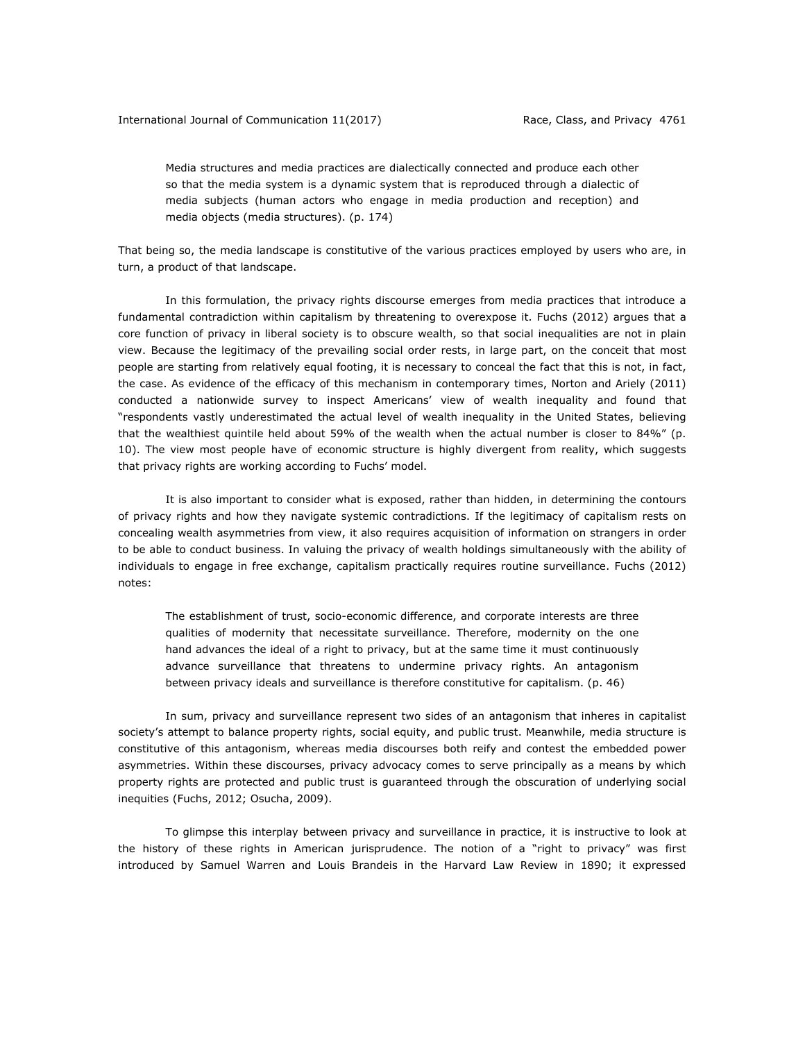> Media structures and media practices are dialectically connected and produce each other so that the media system is a dynamic system that is reproduced through a dialectic of media subjects (human actors who engage in media production and reception) and media objects (media structures). (p. 174)

That being so, the media landscape is constitutive of the various practices employed by users who are, in turn, a product of that landscape.

In this formulation, the privacy rights discourse emerges from media practices that introduce a fundamental contradiction within capitalism by threatening to overexpose it. Fuchs (2012) argues that a core function of privacy in liberal society is to obscure wealth, so that social inequalities are not in plain view. Because the legitimacy of the prevailing social order rests, in large part, on the conceit that most people are starting from relatively equal footing, it is necessary to conceal the fact that this is not, in fact, the case. As evidence of the efficacy of this mechanism in contemporary times, Norton and Ariely (2011) conducted a nationwide survey to inspect Americans' view of wealth inequality and found that "respondents vastly underestimated the actual level of wealth inequality in the United States, believing that the wealthiest quintile held about 59% of the wealth when the actual number is closer to 84%" (p. 10). The view most people have of economic structure is highly divergent from reality, which suggests that privacy rights are working according to Fuchs' model.

It is also important to consider what is exposed, rather than hidden, in determining the contours of privacy rights and how they navigate systemic contradictions. If the legitimacy of capitalism rests on concealing wealth asymmetries from view, it also requires acquisition of information on strangers in order to be able to conduct business. In valuing the privacy of wealth holdings simultaneously with the ability of individuals to engage in free exchange, capitalism practically requires routine surveillance. Fuchs (2012) notes:

> The establishment of trust, socio-economic difference, and corporate interests are three qualities of modernity that necessitate surveillance. Therefore, modernity on the one hand advances the ideal of a right to privacy, but at the same time it must continuously advance surveillance that threatens to undermine privacy rights. An antagonism between privacy ideals and surveillance is therefore constitutive for capitalism. (p. 46)

In sum, privacy and surveillance represent two sides of an antagonism that inheres in capitalist society's attempt to balance property rights, social equity, and public trust. Meanwhile, media structure is constitutive of this antagonism, whereas media discourses both reify and contest the embedded power asymmetries. Within these discourses, privacy advocacy comes to serve principally as a means by which property rights are protected and public trust is guaranteed through the obscuration of underlying social inequities (Fuchs, 2012; Osucha, 2009).

To glimpse this interplay between privacy and surveillance in practice, it is instructive to look at the history of these rights in American jurisprudence. The notion of a "right to privacy" was first introduced by Samuel Warren and Louis Brandeis in the Harvard Law Review in 1890; it expressed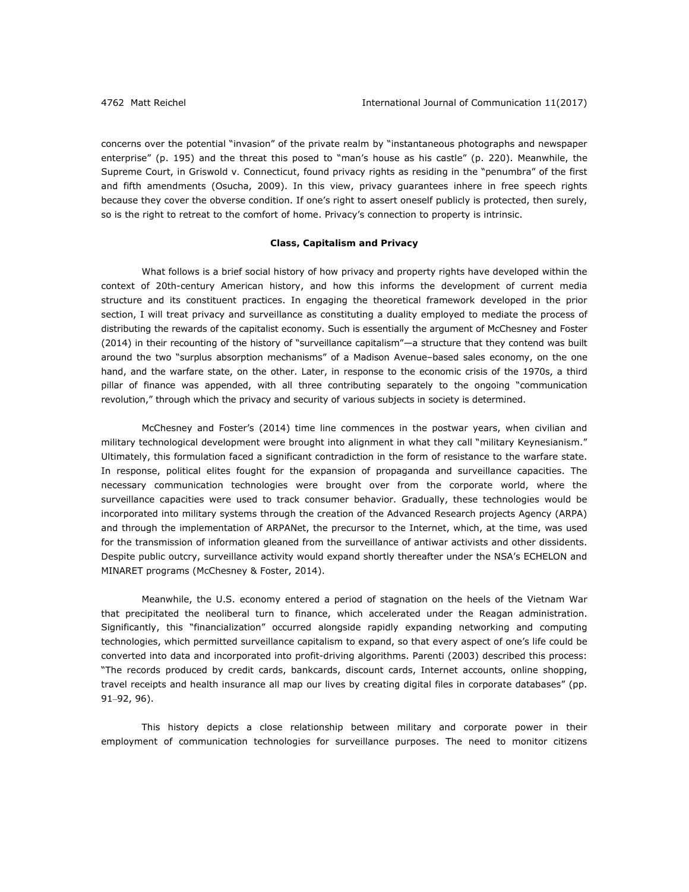concerns over the potential "invasion" of the private realm by "instantaneous photographs and newspaper enterprise" (p. 195) and the threat this posed to "man's house as his castle" (p. 220). Meanwhile, the Supreme Court, in Griswold v. Connecticut, found privacy rights as residing in the "penumbra" of the first and fifth amendments (Osucha, 2009). In this view, privacy guarantees inhere in free speech rights because they cover the obverse condition. If one's right to assert oneself publicly is protected, then surely, so is the right to retreat to the comfort of home. Privacy's connection to property is intrinsic.

## Class, Capitalism and Privacy

What follows is a brief social history of how privacy and property rights have developed within the context of 20th-century American history, and how this informs the development of current media structure and its constituent practices. In engaging the theoretical framework developed in the prior section, I will treat privacy and surveillance as constituting a duality employed to mediate the process of distributing the rewards of the capitalist economy. Such is essentially the argument of McChesney and Foster (2014) in their recounting of the history of "surveillance capitalism"—a structure that they contend was built around the two "surplus absorption mechanisms" of a Madison Avenue–based sales economy, on the one hand, and the warfare state, on the other. Later, in response to the economic crisis of the 1970s, a third pillar of finance was appended, with all three contributing separately to the ongoing "communication revolution," through which the privacy and security of various subjects in society is determined.

McChesney and Foster's (2014) time line commences in the postwar years, when civilian and military technological development were brought into alignment in what they call "military Keynesianism." Ultimately, this formulation faced a significant contradiction in the form of resistance to the warfare state. In response, political elites fought for the expansion of propaganda and surveillance capacities. The necessary communication technologies were brought over from the corporate world, where the surveillance capacities were used to track consumer behavior. Gradually, these technologies would be incorporated into military systems through the creation of the Advanced Research projects Agency (ARPA) and through the implementation of ARPANet, the precursor to the Internet, which, at the time, was used for the transmission of information gleaned from the surveillance of antiwar activists and other dissidents. Despite public outcry, surveillance activity would expand shortly thereafter under the NSA's ECHELON and MINARET programs (McChesney & Foster, 2014).

Meanwhile, the U.S. economy entered a period of stagnation on the heels of the Vietnam War that precipitated the neoliberal turn to finance, which accelerated under the Reagan administration. Significantly, this "financialization" occurred alongside rapidly expanding networking and computing technologies, which permitted surveillance capitalism to expand, so that every aspect of one's life could be converted into data and incorporated into profit-driving algorithms. Parenti (2003) described this process: "The records produced by credit cards, bankcards, discount cards, Internet accounts, online shopping, travel receipts and health insurance all map our lives by creating digital files in corporate databases" (pp. 91–92, 96).

This history depicts a close relationship between military and corporate power in their employment of communication technologies for surveillance purposes. The need to monitor citizens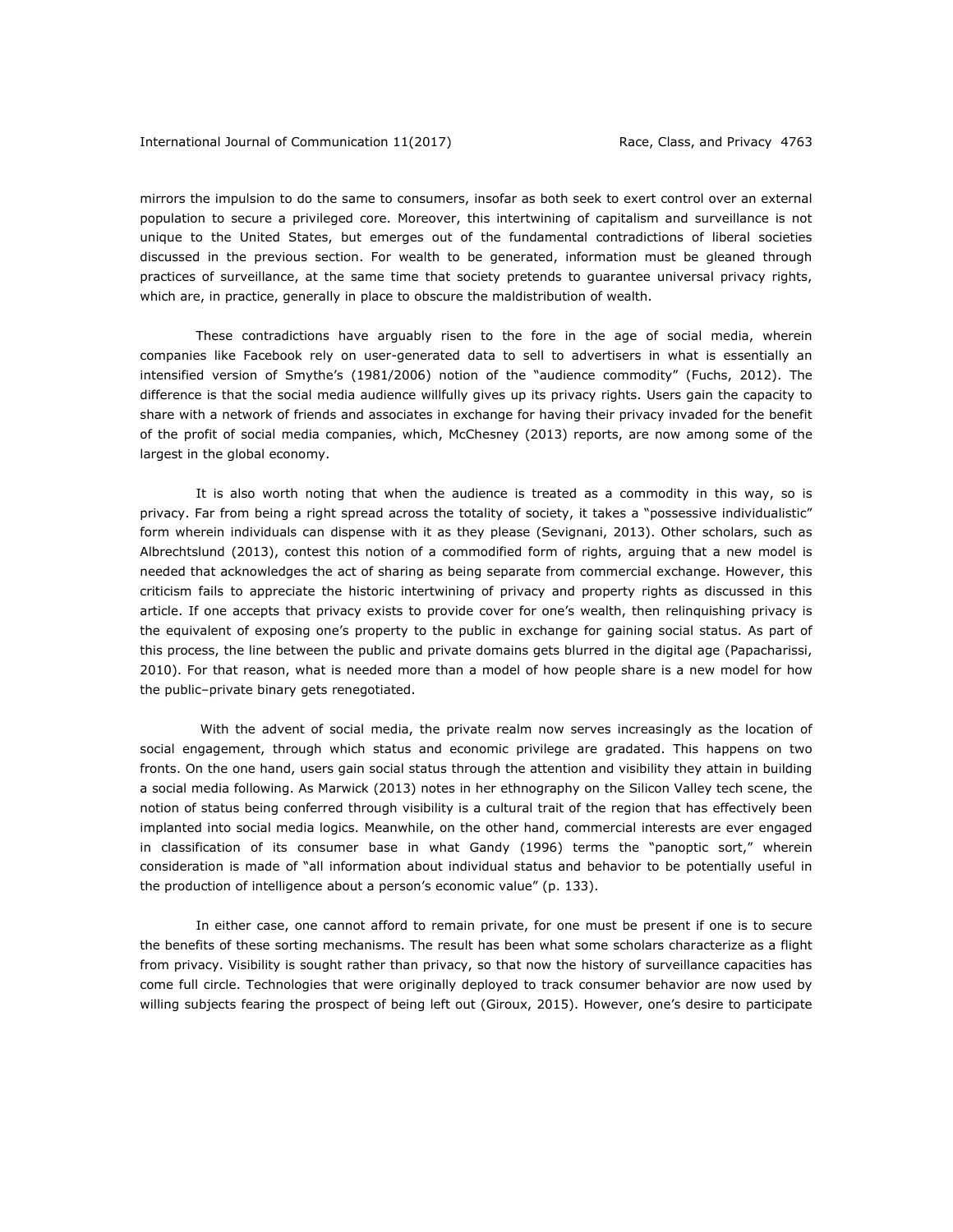mirrors the impulsion to do the same to consumers, insofar as both seek to exert control over an external population to secure a privileged core. Moreover, this intertwining of capitalism and surveillance is not unique to the United States, but emerges out of the fundamental contradictions of liberal societies discussed in the previous section. For wealth to be generated, information must be gleaned through practices of surveillance, at the same time that society pretends to guarantee universal privacy rights, which are, in practice, generally in place to obscure the maldistribution of wealth.

These contradictions have arguably risen to the fore in the age of social media, wherein companies like Facebook rely on user-generated data to sell to advertisers in what is essentially an intensified version of Smythe's (1981/2006) notion of the "audience commodity" (Fuchs, 2012). The difference is that the social media audience willfully gives up its privacy rights. Users gain the capacity to share with a network of friends and associates in exchange for having their privacy invaded for the benefit of the profit of social media companies, which, McChesney (2013) reports, are now among some of the largest in the global economy.

It is also worth noting that when the audience is treated as a commodity in this way, so is privacy. Far from being a right spread across the totality of society, it takes a "possessive individualistic" form wherein individuals can dispense with it as they please (Sevignani, 2013). Other scholars, such as Albrechtslund (2013), contest this notion of a commodified form of rights, arguing that a new model is needed that acknowledges the act of sharing as being separate from commercial exchange. However, this criticism fails to appreciate the historic intertwining of privacy and property rights as discussed in this article. If one accepts that privacy exists to provide cover for one's wealth, then relinquishing privacy is the equivalent of exposing one's property to the public in exchange for gaining social status. As part of this process, the line between the public and private domains gets blurred in the digital age (Papacharissi, 2010). For that reason, what is needed more than a model of how people share is a new model for how the public–private binary gets renegotiated.

With the advent of social media, the private realm now serves increasingly as the location of social engagement, through which status and economic privilege are gradated. This happens on two fronts. On the one hand, users gain social status through the attention and visibility they attain in building a social media following. As Marwick (2013) notes in her ethnography on the Silicon Valley tech scene, the notion of status being conferred through visibility is a cultural trait of the region that has effectively been implanted into social media logics. Meanwhile, on the other hand, commercial interests are ever engaged in classification of its consumer base in what Gandy (1996) terms the "panoptic sort," wherein consideration is made of "all information about individual status and behavior to be potentially useful in the production of intelligence about a person's economic value" (p. 133).

In either case, one cannot afford to remain private, for one must be present if one is to secure the benefits of these sorting mechanisms. The result has been what some scholars characterize as a flight from privacy. Visibility is sought rather than privacy, so that now the history of surveillance capacities has come full circle. Technologies that were originally deployed to track consumer behavior are now used by willing subjects fearing the prospect of being left out (Giroux, 2015). However, one's desire to participate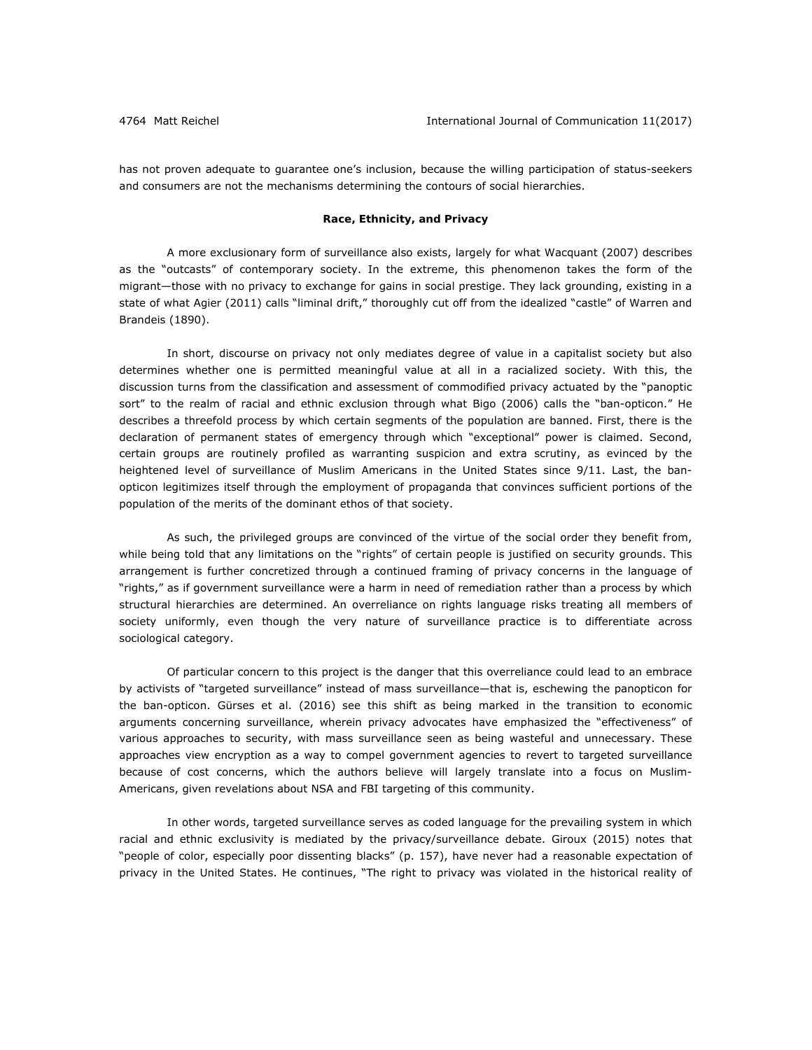has not proven adequate to guarantee one's inclusion, because the willing participation of status-seekers and consumers are not the mechanisms determining the contours of social hierarchies.

## Race, Ethnicity, and Privacy

A more exclusionary form of surveillance also exists, largely for what Wacquant (2007) describes as the "outcasts" of contemporary society. In the extreme, this phenomenon takes the form of the migrant—those with no privacy to exchange for gains in social prestige. They lack grounding, existing in a state of what Agier (2011) calls "liminal drift," thoroughly cut off from the idealized "castle" of Warren and Brandeis (1890).

In short, discourse on privacy not only mediates degree of value in a capitalist society but also determines whether one is permitted meaningful value at all in a racialized society. With this, the discussion turns from the classification and assessment of commodified privacy actuated by the "panoptic sort" to the realm of racial and ethnic exclusion through what Bigo (2006) calls the "ban-opticon." He describes a threefold process by which certain segments of the population are banned. First, there is the declaration of permanent states of emergency through which "exceptional" power is claimed. Second, certain groups are routinely profiled as warranting suspicion and extra scrutiny, as evinced by the heightened level of surveillance of Muslim Americans in the United States since 9/11. Last, the ban-opticon legitimizes itself through the employment of propaganda that convinces sufficient portions of the population of the merits of the dominant ethos of that society.

As such, the privileged groups are convinced of the virtue of the social order they benefit from, while being told that any limitations on the "rights" of certain people is justified on security grounds. This arrangement is further concretized through a continued framing of privacy concerns in the language of "rights," as if government surveillance were a harm in need of remediation rather than a process by which structural hierarchies are determined. An overreliance on rights language risks treating all members of society uniformly, even though the very nature of surveillance practice is to differentiate across sociological category.

Of particular concern to this project is the danger that this overreliance could lead to an embrace by activists of "targeted surveillance" instead of mass surveillance—that is, eschewing the panopticon for the ban-opticon. Gürses et al. (2016) see this shift as being marked in the transition to economic arguments concerning surveillance, wherein privacy advocates have emphasized the "effectiveness" of various approaches to security, with mass surveillance seen as being wasteful and unnecessary. These approaches view encryption as a way to compel government agencies to revert to targeted surveillance because of cost concerns, which the authors believe will largely translate into a focus on Muslim-Americans, given revelations about NSA and FBI targeting of this community.

In other words, targeted surveillance serves as coded language for the prevailing system in which racial and ethnic exclusivity is mediated by the privacy/surveillance debate. Giroux (2015) notes that "people of color, especially poor dissenting blacks" (p. 157), have never had a reasonable expectation of privacy in the United States. He continues, "The right to privacy was violated in the historical reality of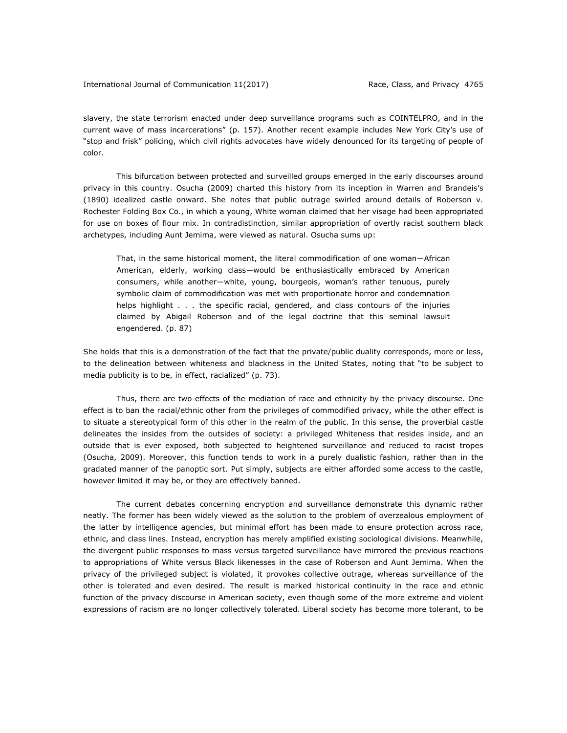slavery, the state terrorism enacted under deep surveillance programs such as COINTELPRO, and in the current wave of mass incarcerations" (p. 157). Another recent example includes New York City's use of "stop and frisk" policing, which civil rights advocates have widely denounced for its targeting of people of color.

This bifurcation between protected and surveilled groups emerged in the early discourses around privacy in this country. Osucha (2009) charted this history from its inception in Warren and Brandeis's (1890) idealized castle onward. She notes that public outrage swirled around details of Roberson v. Rochester Folding Box Co., in which a young, White woman claimed that her visage had been appropriated for use on boxes of flour mix. In contradistinction, similar appropriation of overtly racist southern black archetypes, including Aunt Jemima, were viewed as natural. Osucha sums up:

> That, in the same historical moment, the literal commodification of one woman—African American, elderly, working class—would be enthusiastically embraced by American consumers, while another—white, young, bourgeois, woman's rather tenuous, purely symbolic claim of commodification was met with proportionate horror and condemnation helps highlight . . . the specific racial, gendered, and class contours of the injuries claimed by Abigail Roberson and of the legal doctrine that this seminal lawsuit engendered. (p. 87)

She holds that this is a demonstration of the fact that the private/public duality corresponds, more or less, to the delineation between whiteness and blackness in the United States, noting that "to be subject to media publicity is to be, in effect, racialized" (p. 73).

Thus, there are two effects of the mediation of race and ethnicity by the privacy discourse. One effect is to ban the racial/ethnic other from the privileges of commodified privacy, while the other effect is to situate a stereotypical form of this other in the realm of the public. In this sense, the proverbial castle delineates the insides from the outsides of society: a privileged Whiteness that resides inside, and an outside that is ever exposed, both subjected to heightened surveillance and reduced to racist tropes (Osucha, 2009). Moreover, this function tends to work in a purely dualistic fashion, rather than in the gradated manner of the panoptic sort. Put simply, subjects are either afforded some access to the castle, however limited it may be, or they are effectively banned.

The current debates concerning encryption and surveillance demonstrate this dynamic rather neatly. The former has been widely viewed as the solution to the problem of overzealous employment of the latter by intelligence agencies, but minimal effort has been made to ensure protection across race, ethnic, and class lines. Instead, encryption has merely amplified existing sociological divisions. Meanwhile, the divergent public responses to mass versus targeted surveillance have mirrored the previous reactions to appropriations of White versus Black likenesses in the case of Roberson and Aunt Jemima. When the privacy of the privileged subject is violated, it provokes collective outrage, whereas surveillance of the other is tolerated and even desired. The result is marked historical continuity in the race and ethnic function of the privacy discourse in American society, even though some of the more extreme and violent expressions of racism are no longer collectively tolerated. Liberal society has become more tolerant, to be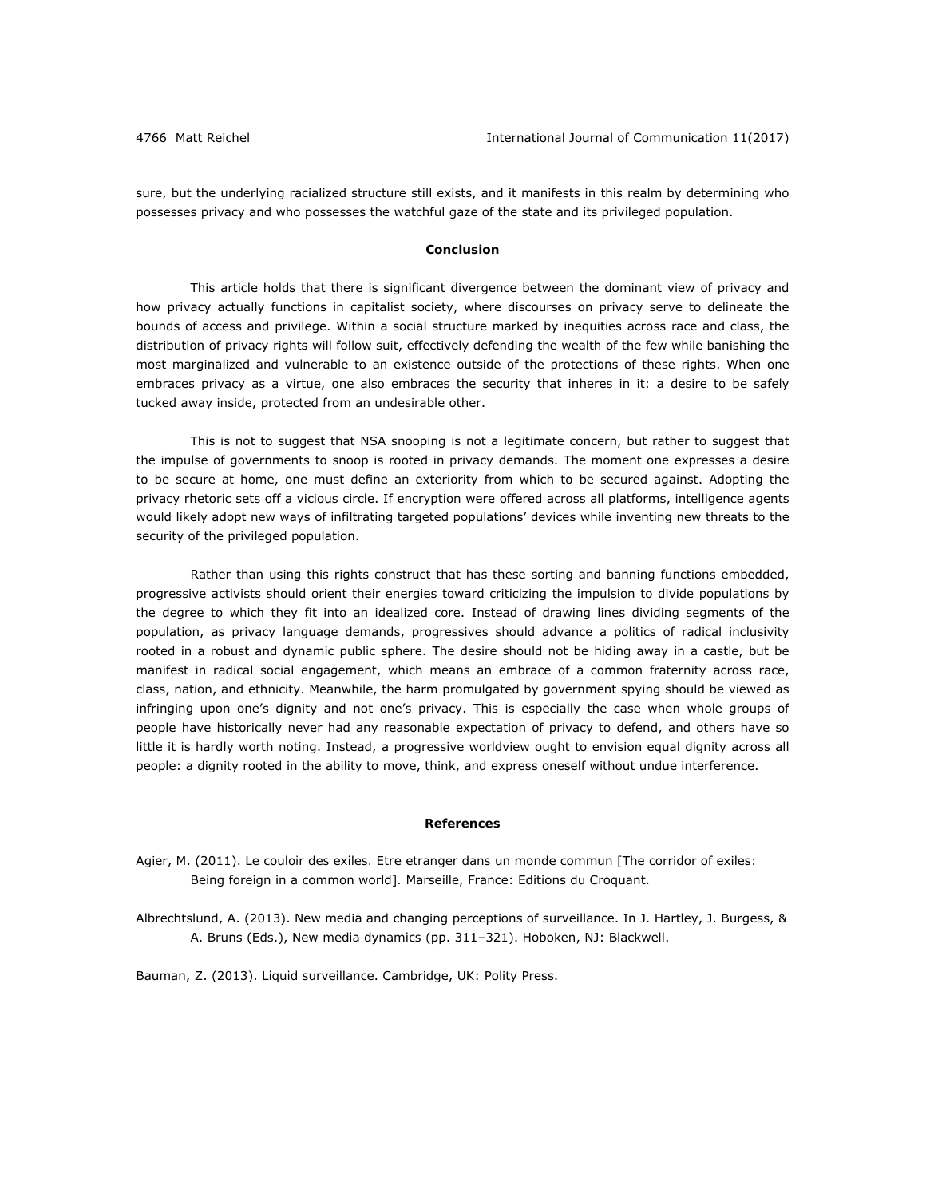sure, but the underlying racialized structure still exists, and it manifests in this realm by determining who possesses privacy and who possesses the watchful gaze of the state and its privileged population.

## Conclusion

This article holds that there is significant divergence between the dominant view of privacy and how privacy actually functions in capitalist society, where discourses on privacy serve to delineate the bounds of access and privilege. Within a social structure marked by inequities across race and class, the distribution of privacy rights will follow suit, effectively defending the wealth of the few while banishing the most marginalized and vulnerable to an existence outside of the protections of these rights. When one embraces privacy as a virtue, one also embraces the security that inheres in it: a desire to be safely tucked away inside, protected from an undesirable other.

This is not to suggest that NSA snooping is not a legitimate concern, but rather to suggest that the impulse of governments to snoop is rooted in privacy demands. The moment one expresses a desire to be secure at home, one must define an exteriority from which to be secured against. Adopting the privacy rhetoric sets off a vicious circle. If encryption were offered across all platforms, intelligence agents would likely adopt new ways of infiltrating targeted populations' devices while inventing new threats to the security of the privileged population.

Rather than using this rights construct that has these sorting and banning functions embedded, progressive activists should orient their energies toward criticizing the impulsion to divide populations by the degree to which they fit into an idealized core. Instead of drawing lines dividing segments of the population, as privacy language demands, progressives should advance a politics of radical inclusivity rooted in a robust and dynamic public sphere. The desire should not be hiding away in a castle, but be manifest in radical social engagement, which means an embrace of a common fraternity across race, class, nation, and ethnicity. Meanwhile, the harm promulgated by government spying should be viewed as infringing upon one's dignity and not one's privacy. This is especially the case when whole groups of people have historically never had any reasonable expectation of privacy to defend, and others have so little it is hardly worth noting. Instead, a progressive worldview ought to envision equal dignity across all people: a dignity rooted in the ability to move, think, and express oneself without undue interference.

## References

Agier, M. (2011). Le couloir des exiles. Etre etranger dans un monde commun [The corridor of exiles: Being foreign in a common world]. Marseille, France: Editions du Croquant.

Albrechtslund, A. (2013). New media and changing perceptions of surveillance. In J. Hartley, J. Burgess, & A. Bruns (Eds.), New media dynamics (pp. 311–321). Hoboken, NJ: Blackwell.

Bauman, Z. (2013). Liquid surveillance. Cambridge, UK: Polity Press.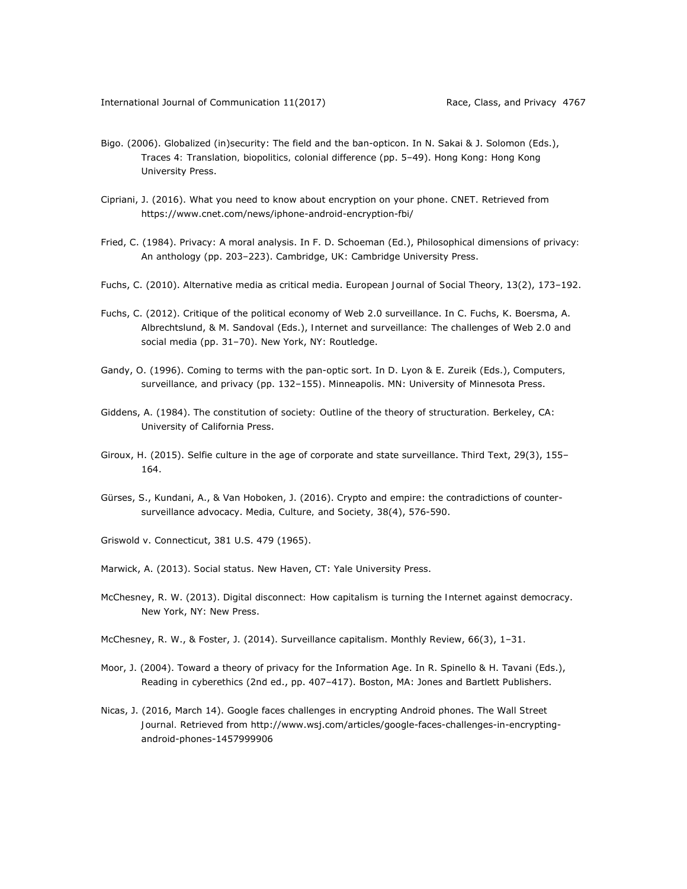Bigo. (2006). Globalized (in)security: The field and the ban-opticon. In N. Sakai & J. Solomon (Eds.), *Traces 4: Translation, biopolitics, colonial difference* (pp. 5–49). Hong Kong: Hong Kong University Press.

Cipriani, J. (2016). What you need to know about encryption on your phone. *CNET*. Retrieved from https://www.cnet.com/news/iphone-android-encryption-fbi/

Fried, C. (1984). Privacy: A moral analysis. In F. D. Schoeman (Ed.), *Philosophical dimensions of privacy: An anthology* (pp. 203–223). Cambridge, UK: Cambridge University Press.

Fuchs, C. (2010). Alternative media as critical media. *European Journal of Social Theory*, *13*(2), 173–192.

Fuchs, C. (2012). Critique of the political economy of Web 2.0 surveillance. In C. Fuchs, K. Boersma, A. Albrechtslund, & M. Sandoval (Eds.), *Internet and surveillance: The challenges of Web 2.0 and social media* (pp. 31–70). New York, NY: Routledge.

Gandy, O. (1996). Coming to terms with the pan-optic sort. In D. Lyon & E. Zureik (Eds.), *Computers, surveillance, and privacy* (pp. 132–155). Minneapolis. MN: University of Minnesota Press.

Giddens, A. (1984). *The constitution of society: Outline of the theory of structuration*. Berkeley, CA: University of California Press.

Giroux, H. (2015). Selfie culture in the age of corporate and state surveillance. *Third Text*, *29*(3), 155–164.

Gürses, S., Kundani, A., & Van Hoboken, J. (2016). Crypto and empire: the contradictions of counter-surveillance advocacy. *Media, Culture, and Society*, *38*(4), 576-590.

Griswold v. Connecticut, 381 U.S. 479 (1965).

Marwick, A. (2013). *Social status*. New Haven, CT: Yale University Press.

McChesney, R. W. (2013). *Digital disconnect: How capitalism is turning the Internet against democracy*. New York, NY: New Press.

McChesney, R. W., & Foster, J. (2014). Surveillance capitalism. *Monthly Review*, *66*(3), 1–31.

Moor, J. (2004). Toward a theory of privacy for the Information Age. In R. Spinello & H. Tavani (Eds.), *Reading in cyberethics* (2nd ed., pp. 407–417). Boston, MA: Jones and Bartlett Publishers.

Nicas, J. (2016, March 14). Google faces challenges in encrypting Android phones. *The Wall Street Journal*. Retrieved from http://www.wsj.com/articles/google-faces-challenges-in-encrypting-android-phones-1457999906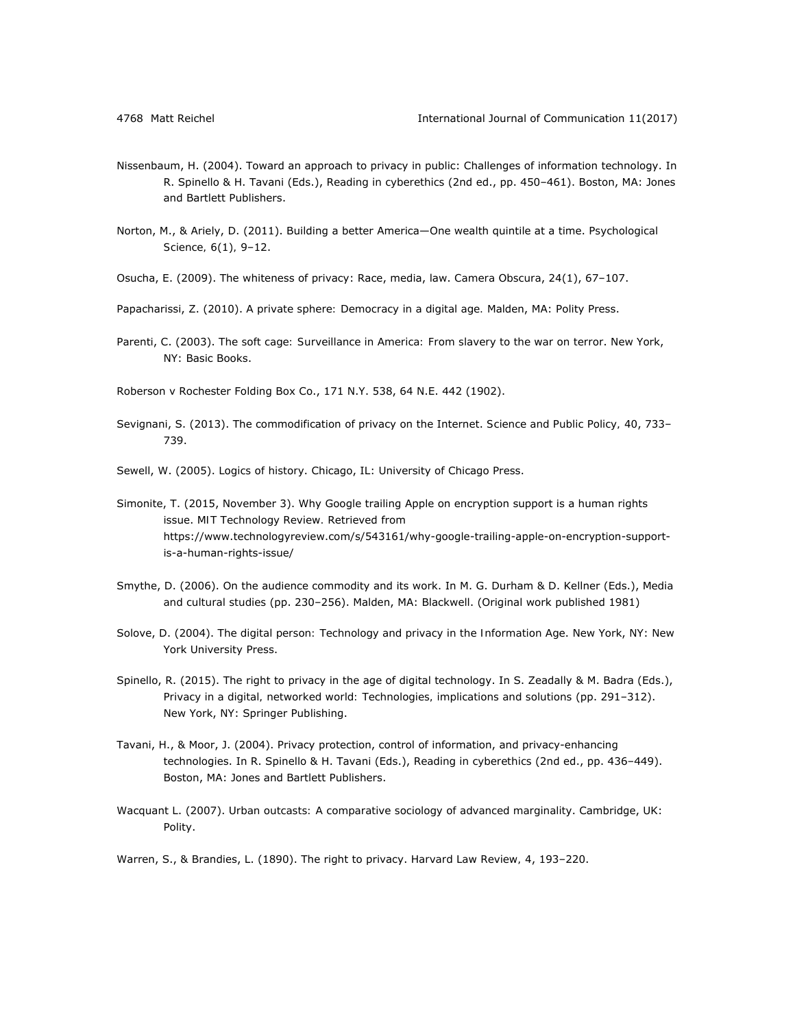Nissenbaum, H. (2004). Toward an approach to privacy in public: Challenges of information technology. In R. Spinello & H. Tavani (Eds.), *Reading in cyberethics* (2nd ed., pp. 450–461). Boston, MA: Jones and Bartlett Publishers.

Norton, M., & Ariely, D. (2011). Building a better America—One wealth quintile at a time. *Psychological Science, 6*(1), 9–12.

Osucha, E. (2009). The whiteness of privacy: Race, media, law. *Camera Obscura, 24*(1), 67–107.

Papacharissi, Z. (2010). *A private sphere: Democracy in a digital age.* Malden, MA: Polity Press.

Parenti, C. (2003). *The soft cage: Surveillance in America: From slavery to the war on terror.* New York, NY: Basic Books.

Roberson v Rochester Folding Box Co., 171 N.Y. 538, 64 N.E. 442 (1902).

Sevignani, S. (2013). The commodification of privacy on the Internet. *Science and Public Policy, 40*, 733–739.

Sewell, W. (2005). *Logics of history.* Chicago, IL: University of Chicago Press.

Simonite, T. (2015, November 3). Why Google trailing Apple on encryption support is a human rights issue. *MIT Technology Review.* Retrieved from https://www.technologyreview.com/s/543161/why-google-trailing-apple-on-encryption-support-is-a-human-rights-issue/

Smythe, D. (2006). On the audience commodity and its work. In M. G. Durham & D. Kellner (Eds.), *Media and cultural studies* (pp. 230–256). Malden, MA: Blackwell. (Original work published 1981)

Solove, D. (2004). *The digital person: Technology and privacy in the Information Age.* New York, NY: New York University Press.

Spinello, R. (2015). The right to privacy in the age of digital technology. In S. Zeadally & M. Badra (Eds.), *Privacy in a digital, networked world: Technologies, implications and solutions* (pp. 291–312). New York, NY: Springer Publishing.

Tavani, H., & Moor, J. (2004). Privacy protection, control of information, and privacy-enhancing technologies. In R. Spinello & H. Tavani (Eds.), *Reading in cyberethics* (2nd ed., pp. 436–449). Boston, MA: Jones and Bartlett Publishers.

Wacquant L. (2007). *Urban outcasts: A comparative sociology of advanced marginality.* Cambridge, UK: Polity.

Warren, S., & Brandies, L. (1890). The right to privacy. *Harvard Law Review, 4*, 193–220.